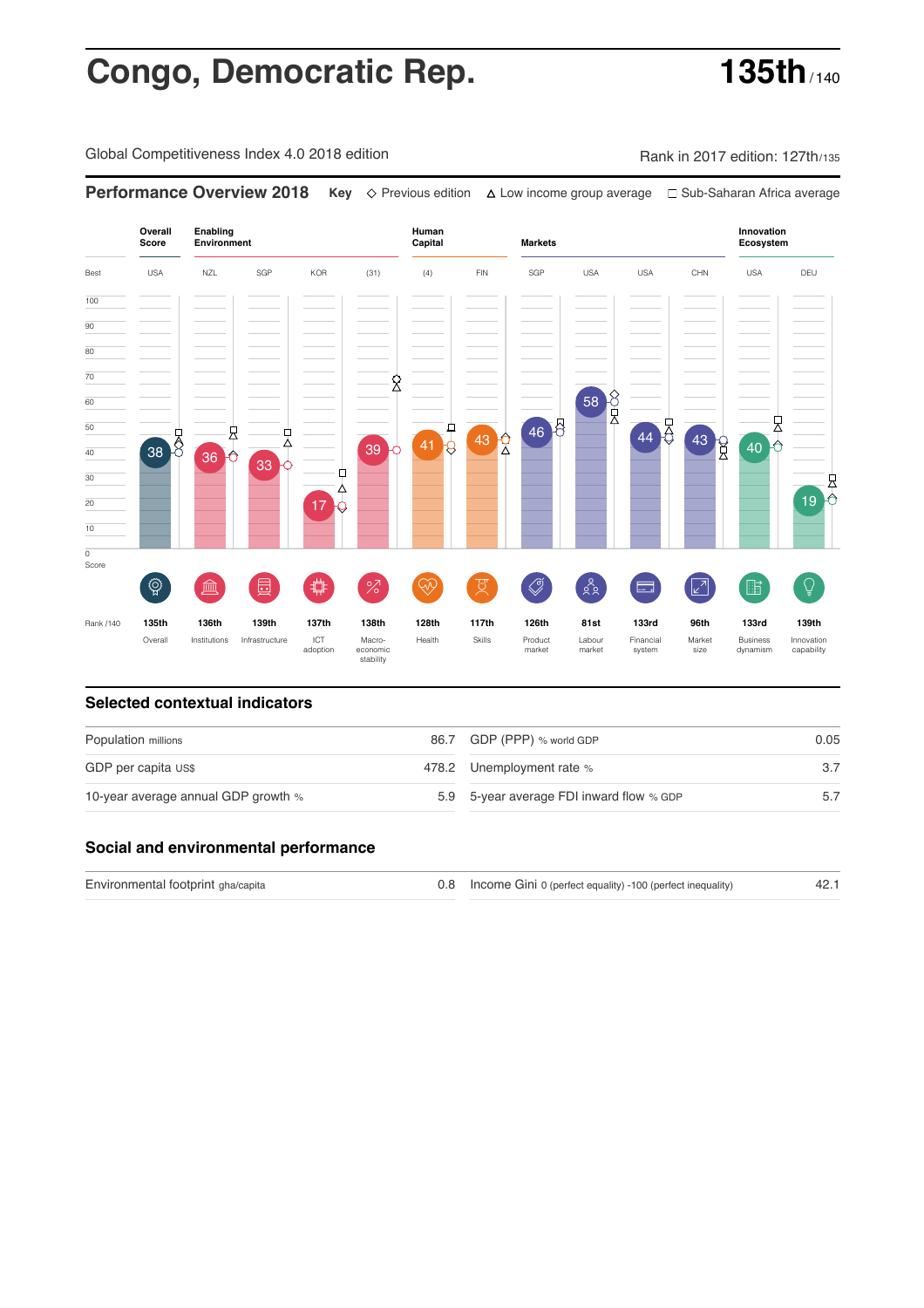# Congo, Democratic Rep.

**135th** / 140

Global Competitiveness Index 4.0 2018 edition

Rank in 2017 edition: 127th/135

## Performance Overview 2018

**Key** ◇ Previous edition △ Low income group average □ Sub-Saharan Africa average

| | Overall Score | Enabling Environment | | | | Human Capital | | Markets | | | | Innovation Ecosystem | |
|---|---|---|---|---|---|---|---|---|---|---|---|---|---|
| Best | USA | NZL | SGP | KOR | (31) | (4) | FIN | SGP | USA | USA | CHN | USA | DEU |
| Score | 38 | 36 | 33 | 17 | 39 | 41 | 43 | 46 | 58 | 44 | 43 | 40 | 19 |
| Rank /140 | 135th | 136th | 139th | 137th | 138th | 128th | 117th | 126th | 81st | 133rd | 96th | 133rd | 139th |
| | Overall | Institutions | Infrastructure | ICT adoption | Macro-economic stability | Health | Skills | Product market | Labour market | Financial system | Market size | Business dynamism | Innovation capability |

## Selected contextual indicators

| | | | |
|---|---|---|---|
| Population millions | 86.7 | GDP (PPP) % world GDP | 0.05 |
| GDP per capita US$ | 478.2 | Unemployment rate % | 3.7 |
| 10-year average annual GDP growth % | 5.9 | 5-year average FDI inward flow % GDP | 5.7 |

## Social and environmental performance

| | | | |
|---|---|---|---|
| Environmental footprint gha/capita | 0.8 | Income Gini 0 (perfect equality) -100 (perfect inequality) | 42.1 |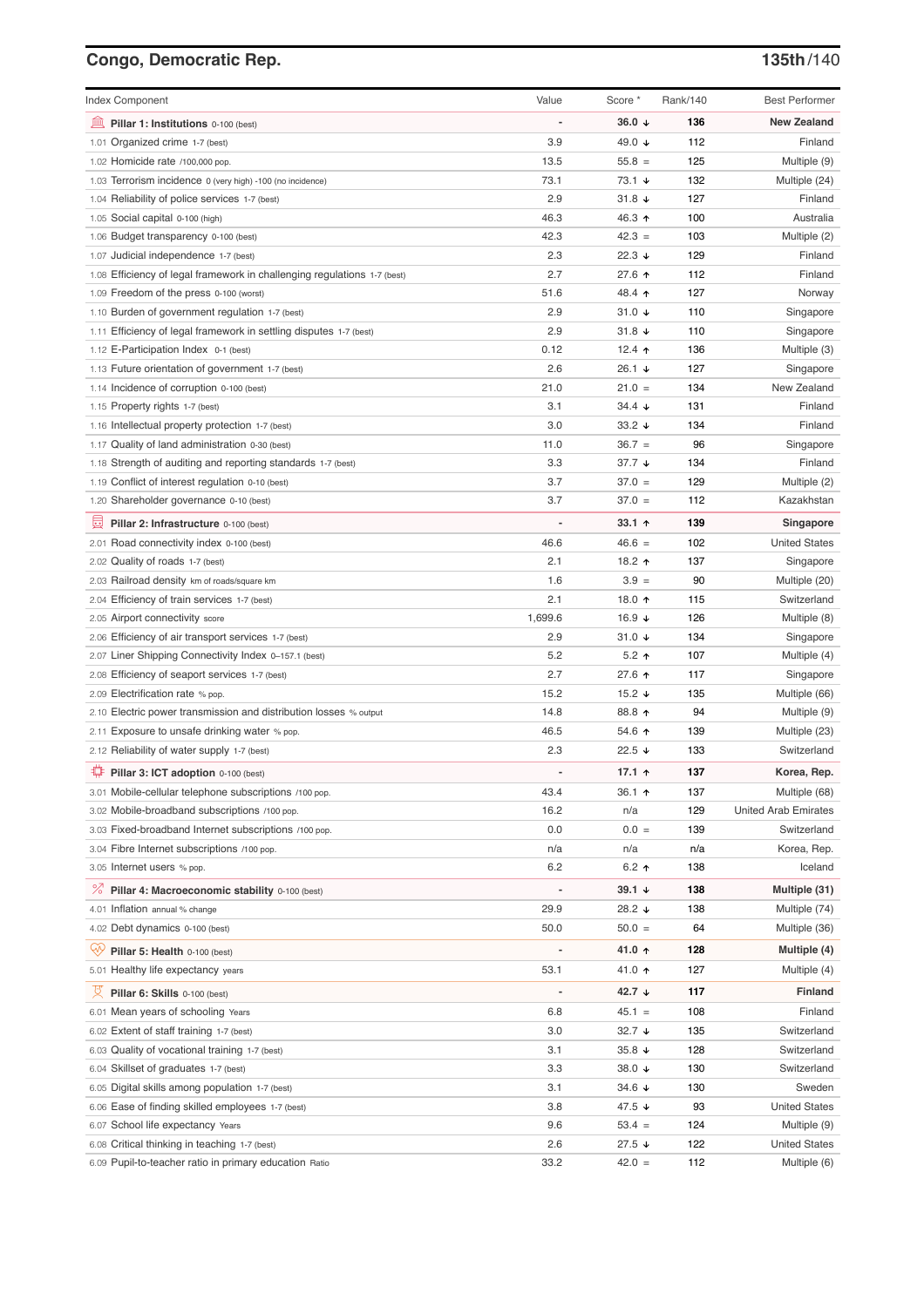## Congo, Democratic Rep.

**135th**/140

| Index Component | Value | Score * | Rank/140 | Best Performer |
|---|---|---|---|---|
| **Pillar 1: Institutions** 0-100 (best) | - | **36.0 ↓** | **136** | **New Zealand** |
| 1.01 Organized crime 1-7 (best) | 3.9 | 49.0 ↓ | 112 | Finland |
| 1.02 Homicide rate /100,000 pop. | 13.5 | 55.8 = | 125 | Multiple (9) |
| 1.03 Terrorism incidence 0 (very high) -100 (no incidence) | 73.1 | 73.1 ↓ | 132 | Multiple (24) |
| 1.04 Reliability of police services 1-7 (best) | 2.9 | 31.8 ↓ | 127 | Finland |
| 1.05 Social capital 0-100 (high) | 46.3 | 46.3 ↑ | 100 | Australia |
| 1.06 Budget transparency 0-100 (best) | 42.3 | 42.3 = | 103 | Multiple (2) |
| 1.07 Judicial independence 1-7 (best) | 2.3 | 22.3 ↓ | 129 | Finland |
| 1.08 Efficiency of legal framework in challenging regulations 1-7 (best) | 2.7 | 27.6 ↑ | 112 | Finland |
| 1.09 Freedom of the press 0-100 (worst) | 51.6 | 48.4 ↑ | 127 | Norway |
| 1.10 Burden of government regulation 1-7 (best) | 2.9 | 31.0 ↓ | 110 | Singapore |
| 1.11 Efficiency of legal framework in settling disputes 1-7 (best) | 2.9 | 31.8 ↓ | 110 | Singapore |
| 1.12 E-Participation Index 0-1 (best) | 0.12 | 12.4 ↑ | 136 | Multiple (3) |
| 1.13 Future orientation of government 1-7 (best) | 2.6 | 26.1 ↓ | 127 | Singapore |
| 1.14 Incidence of corruption 0-100 (best) | 21.0 | 21.0 = | 134 | New Zealand |
| 1.15 Property rights 1-7 (best) | 3.1 | 34.4 ↓ | 131 | Finland |
| 1.16 Intellectual property protection 1-7 (best) | 3.0 | 33.2 ↓ | 134 | Finland |
| 1.17 Quality of land administration 0-30 (best) | 11.0 | 36.7 = | 96 | Singapore |
| 1.18 Strength of auditing and reporting standards 1-7 (best) | 3.3 | 37.7 ↓ | 134 | Finland |
| 1.19 Conflict of interest regulation 0-10 (best) | 3.7 | 37.0 = | 129 | Multiple (2) |
| 1.20 Shareholder governance 0-10 (best) | 3.7 | 37.0 = | 112 | Kazakhstan |
| **Pillar 2: Infrastructure** 0-100 (best) | - | **33.1 ↑** | **139** | **Singapore** |
| 2.01 Road connectivity index 0-100 (best) | 46.6 | 46.6 = | 102 | United States |
| 2.02 Quality of roads 1-7 (best) | 2.1 | 18.2 ↑ | 137 | Singapore |
| 2.03 Railroad density km of roads/square km | 1.6 | 3.9 = | 90 | Multiple (20) |
| 2.04 Efficiency of train services 1-7 (best) | 2.1 | 18.0 ↑ | 115 | Switzerland |
| 2.05 Airport connectivity score | 1,699.6 | 16.9 ↓ | 126 | Multiple (8) |
| 2.06 Efficiency of air transport services 1-7 (best) | 2.9 | 31.0 ↓ | 134 | Singapore |
| 2.07 Liner Shipping Connectivity Index 0–157.1 (best) | 5.2 | 5.2 ↑ | 107 | Multiple (4) |
| 2.08 Efficiency of seaport services 1-7 (best) | 2.7 | 27.6 ↑ | 117 | Singapore |
| 2.09 Electrification rate % pop. | 15.2 | 15.2 ↓ | 135 | Multiple (66) |
| 2.10 Electric power transmission and distribution losses % output | 14.8 | 88.8 ↑ | 94 | Multiple (9) |
| 2.11 Exposure to unsafe drinking water % pop. | 46.5 | 54.6 ↑ | 139 | Multiple (23) |
| 2.12 Reliability of water supply 1-7 (best) | 2.3 | 22.5 ↓ | 133 | Switzerland |
| **Pillar 3: ICT adoption** 0-100 (best) | - | **17.1 ↑** | **137** | **Korea, Rep.** |
| 3.01 Mobile-cellular telephone subscriptions /100 pop. | 43.4 | 36.1 ↑ | 137 | Multiple (68) |
| 3.02 Mobile-broadband subscriptions /100 pop. | 16.2 | n/a | 129 | United Arab Emirates |
| 3.03 Fixed-broadband Internet subscriptions /100 pop. | 0.0 | 0.0 = | 139 | Switzerland |
| 3.04 Fibre Internet subscriptions /100 pop. | n/a | n/a | n/a | Korea, Rep. |
| 3.05 Internet users % pop. | 6.2 | 6.2 ↑ | 138 | Iceland |
| **Pillar 4: Macroeconomic stability** 0-100 (best) | - | **39.1 ↓** | **138** | **Multiple (31)** |
| 4.01 Inflation annual % change | 29.9 | 28.2 ↓ | 138 | Multiple (74) |
| 4.02 Debt dynamics 0-100 (best) | 50.0 | 50.0 = | 64 | Multiple (36) |
| **Pillar 5: Health** 0-100 (best) | - | **41.0 ↑** | **128** | **Multiple (4)** |
| 5.01 Healthy life expectancy years | 53.1 | 41.0 ↑ | 127 | Multiple (4) |
| **Pillar 6: Skills** 0-100 (best) | - | **42.7 ↓** | **117** | **Finland** |
| 6.01 Mean years of schooling Years | 6.8 | 45.1 = | 108 | Finland |
| 6.02 Extent of staff training 1-7 (best) | 3.0 | 32.7 ↓ | 135 | Switzerland |
| 6.03 Quality of vocational training 1-7 (best) | 3.1 | 35.8 ↓ | 128 | Switzerland |
| 6.04 Skillset of graduates 1-7 (best) | 3.3 | 38.0 ↓ | 130 | Switzerland |
| 6.05 Digital skills among population 1-7 (best) | 3.1 | 34.6 ↓ | 130 | Sweden |
| 6.06 Ease of finding skilled employees 1-7 (best) | 3.8 | 47.5 ↓ | 93 | United States |
| 6.07 School life expectancy Years | 9.6 | 53.4 = | 124 | Multiple (9) |
| 6.08 Critical thinking in teaching 1-7 (best) | 2.6 | 27.5 ↓ | 122 | United States |
| 6.09 Pupil-to-teacher ratio in primary education Ratio | 33.2 | 42.0 = | 112 | Multiple (6) |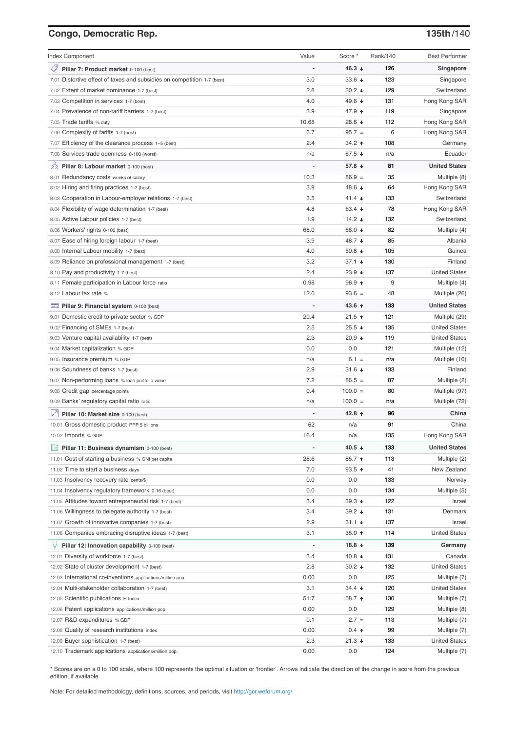## Congo, Democratic Rep.

**135th**/140

| Index Component | Value | Score * | Rank/140 | Best Performer |
|---|---|---|---|---|
| **Pillar 7: Product market** 0-100 (best) | - | **46.3 ↓** | **126** | **Singapore** |
| 7.01 Distortive effect of taxes and subsidies on competition 1-7 (best) | 3.0 | 33.6 ↓ | 123 | Singapore |
| 7.02 Extent of market dominance 1-7 (best) | 2.8 | 30.2 ↓ | 129 | Switzerland |
| 7.03 Competition in services 1-7 (best) | 4.0 | 49.6 ↓ | 131 | Hong Kong SAR |
| 7.04 Prevalence of non-tariff barriers 1-7 (best) | 3.9 | 47.9 ↑ | 119 | Singapore |
| 7.05 Trade tariffs % duty | 10.68 | 28.8 ↓ | 112 | Hong Kong SAR |
| 7.06 Complexity of tariffs 1-7 (best) | 6.7 | 95.7 = | 6 | Hong Kong SAR |
| 7.07 Efficiency of the clearance process 1–5 (best) | 2.4 | 34.2 ↑ | 108 | Germany |
| 7.08 Services trade openness 0-100 (worst) | n/a | 67.5 ↓ | n/a | Ecuador |
| **Pillar 8: Labour market** 0-100 (best) | - | **57.8 ↓** | **81** | **United States** |
| 8.01 Redundancy costs weeks of salary | 10.3 | 86.9 = | 35 | Multiple (8) |
| 8.02 Hiring and firing practices 1-7 (best) | 3.9 | 48.6 ↓ | 64 | Hong Kong SAR |
| 8.03 Cooperation in Labour-employer relations 1-7 (best) | 3.5 | 41.4 ↓ | 133 | Switzerland |
| 8.04 Flexibility of wage determination 1-7 (best) | 4.8 | 63.4 ↓ | 78 | Hong Kong SAR |
| 8.05 Active Labour policies 1-7 (best) | 1.9 | 14.2 ↓ | 132 | Switzerland |
| 8.06 Workers' rights 0-100 (best) | 68.0 | 68.0 ↓ | 82 | Multiple (4) |
| 8.07 Ease of hiring foreign labour 1-7 (best) | 3.9 | 48.7 ↓ | 85 | Albania |
| 8.08 Internal Labour mobility 1-7 (best) | 4.0 | 50.8 ↓ | 105 | Guinea |
| 8.09 Reliance on professional management 1-7 (best) | 3.2 | 37.1 ↓ | 130 | Finland |
| 8.10 Pay and productivity 1-7 (best) | 2.4 | 23.9 ↓ | 137 | United States |
| 8.11 Female participation in Labour force ratio | 0.98 | 96.9 ↑ | 9 | Multiple (4) |
| 8.12 Labour tax rate % | 12.6 | 93.6 = | 48 | Multiple (26) |
| **Pillar 9: Financial system** 0-100 (best) | - | **43.6 ↑** | **133** | **United States** |
| 9.01 Domestic credit to private sector % GDP | 20.4 | 21.5 ↑ | 121 | Multiple (29) |
| 9.02 Financing of SMEs 1-7 (best) | 2.5 | 25.5 ↓ | 135 | United States |
| 9.03 Venture capital availability 1-7 (best) | 2.3 | 20.9 ↓ | 119 | United States |
| 9.04 Market capitalization % GDP | 0.0 | 0.0 | 121 | Multiple (12) |
| 9.05 Insurance premium % GDP | n/a | 6.1 = | n/a | Multiple (16) |
| 9.06 Soundness of banks 1-7 (best) | 2.9 | 31.6 ↓ | 133 | Finland |
| 9.07 Non-performing loans % loan portfolio value | 7.2 | 86.5 = | 87 | Multiple (2) |
| 9.08 Credit gap percentage points | 0.4 | 100.0 = | 80 | Multiple (97) |
| 9.09 Banks' regulatory capital ratio ratio | n/a | 100.0 = | n/a | Multiple (72) |
| **Pillar 10: Market size** 0-100 (best) | - | **42.8 ↑** | **96** | **China** |
| 10.01 Gross domestic product PPP $ billions | 62 | n/a | 91 | China |
| 10.02 Imports % GDP | 16.4 | n/a | 135 | Hong Kong SAR |
| **Pillar 11: Business dynamism** 0-100 (best) | - | **40.5 ↓** | **133** | **United States** |
| 11.01 Cost of starting a business % GNI per capita | 28.6 | 85.7 ↑ | 113 | Multiple (2) |
| 11.02 Time to start a business days | 7.0 | 93.5 ↑ | 41 | New Zealand |
| 11.03 Insolvency recovery rate cents/$ | 0.0 | 0.0 | 133 | Norway |
| 11.04 Insolvency regulatory framework 0-16 (best) | 0.0 | 0.0 | 134 | Multiple (5) |
| 11.05 Attitudes toward entrepreneurial risk 1-7 (best) | 3.4 | 39.3 ↓ | 122 | Israel |
| 11.06 Willingness to delegate authority 1-7 (best) | 3.4 | 39.2 ↓ | 131 | Denmark |
| 11.07 Growth of innovative companies 1-7 (best) | 2.9 | 31.1 ↓ | 137 | Israel |
| 11.08 Companies embracing disruptive ideas 1-7 (best) | 3.1 | 35.0 ↑ | 114 | United States |
| **Pillar 12: Innovation capability** 0-100 (best) | - | **18.8 ↓** | **139** | **Germany** |
| 12.01 Diversity of workforce 1-7 (best) | 3.4 | 40.8 ↓ | 131 | Canada |
| 12.02 State of cluster development 1-7 (best) | 2.8 | 30.2 ↓ | 132 | United States |
| 12.03 International co-inventions applications/million pop. | 0.00 | 0.0 | 125 | Multiple (7) |
| 12.04 Multi-stakeholder collaboration 1-7 (best) | 3.1 | 34.4 ↓ | 120 | United States |
| 12.05 Scientific publications H Index | 51.7 | 58.7 ↑ | 130 | Multiple (7) |
| 12.06 Patent applications applications/million pop. | 0.00 | 0.0 | 129 | Multiple (8) |
| 12.07 R&D expenditures % GDP | 0.1 | 2.7 = | 113 | Multiple (7) |
| 12.08 Quality of research institutions index | 0.00 | 0.4 ↑ | 99 | Multiple (7) |
| 12.09 Buyer sophistication 1-7 (best) | 2.3 | 21.3 ↓ | 133 | United States |
| 12.10 Trademark applications applications/million pop. | 0.00 | 0.0 | 124 | Multiple (7) |

* Scores are on a 0 to 100 scale, where 100 represents the optimal situation or 'frontier'. Arrows indicate the direction of the change in score from the previous edition, if available.

Note: For detailed methodology, definitions, sources, and periods, visit http://gcr.weforum.org/